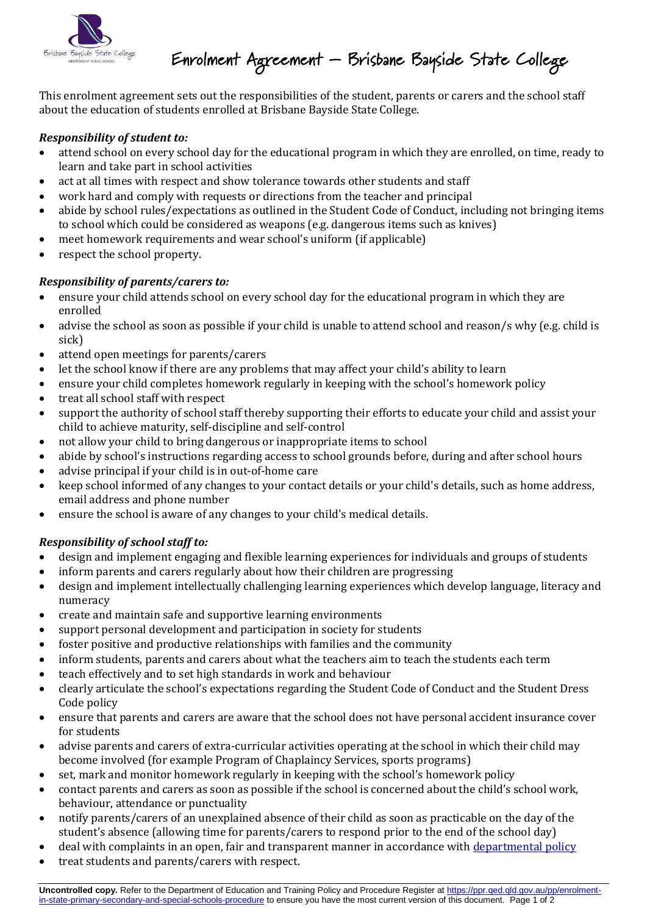# Enrolment Agreement – Brisbane Bayside State College

This enrolment agreement sets out the responsibilities of the student, parents or carers and the school staff about the education of students enrolled at Brisbane Bayside State College.

***Responsibility of student to:***

- attend school on every school day for the educational program in which they are enrolled, on time, ready to learn and take part in school activities
- act at all times with respect and show tolerance towards other students and staff
- work hard and comply with requests or directions from the teacher and principal
- abide by school rules/expectations as outlined in the Student Code of Conduct, including not bringing items to school which could be considered as weapons (e.g. dangerous items such as knives)
- meet homework requirements and wear school's uniform (if applicable)
- respect the school property.

***Responsibility of parents/carers to:***

- ensure your child attends school on every school day for the educational program in which they are enrolled
- advise the school as soon as possible if your child is unable to attend school and reason/s why (e.g. child is sick)
- attend open meetings for parents/carers
- let the school know if there are any problems that may affect your child's ability to learn
- ensure your child completes homework regularly in keeping with the school's homework policy
- treat all school staff with respect
- support the authority of school staff thereby supporting their efforts to educate your child and assist your child to achieve maturity, self-discipline and self-control
- not allow your child to bring dangerous or inappropriate items to school
- abide by school's instructions regarding access to school grounds before, during and after school hours
- advise principal if your child is in out-of-home care
- keep school informed of any changes to your contact details or your child's details, such as home address, email address and phone number
- ensure the school is aware of any changes to your child's medical details.

***Responsibility of school staff to:***

- design and implement engaging and flexible learning experiences for individuals and groups of students
- inform parents and carers regularly about how their children are progressing
- design and implement intellectually challenging learning experiences which develop language, literacy and numeracy
- create and maintain safe and supportive learning environments
- support personal development and participation in society for students
- foster positive and productive relationships with families and the community
- inform students, parents and carers about what the teachers aim to teach the students each term
- teach effectively and to set high standards in work and behaviour
- clearly articulate the school's expectations regarding the Student Code of Conduct and the Student Dress Code policy
- ensure that parents and carers are aware that the school does not have personal accident insurance cover for students
- advise parents and carers of extra-curricular activities operating at the school in which their child may become involved (for example Program of Chaplaincy Services, sports programs)
- set, mark and monitor homework regularly in keeping with the school's homework policy
- contact parents and carers as soon as possible if the school is concerned about the child's school work, behaviour, attendance or punctuality
- notify parents/carers of an unexplained absence of their child as soon as practicable on the day of the student's absence (allowing time for parents/carers to respond prior to the end of the school day)
- deal with complaints in an open, fair and transparent manner in accordance with departmental policy
- treat students and parents/carers with respect.

**Uncontrolled copy.** Refer to the Department of Education and Training Policy and Procedure Register at https://ppr.qed.qld.gov.au/pp/enrolment-in-state-primary-secondary-and-special-schools-procedure to ensure you have the most current version of this document.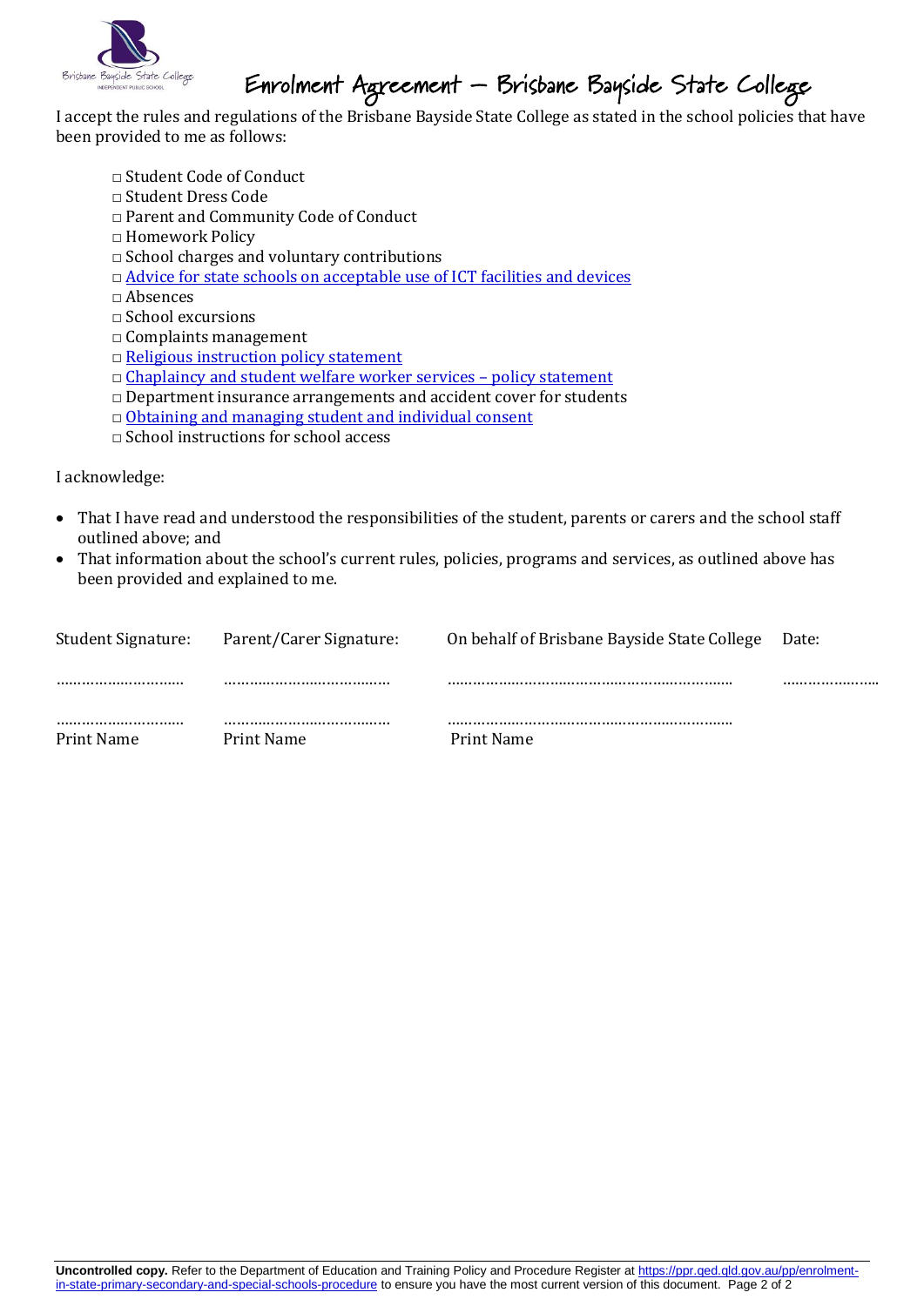# Enrolment Agreement – Brisbane Bayside State College

I accept the rules and regulations of the Brisbane Bayside State College as stated in the school policies that have been provided to me as follows:

- □ Student Code of Conduct
- □ Student Dress Code
- □ Parent and Community Code of Conduct
- □ Homework Policy
- □ School charges and voluntary contributions
- □ Advice for state schools on acceptable use of ICT facilities and devices
- □ Absences
- □ School excursions
- □ Complaints management
- □ Religious instruction policy statement
- □ Chaplaincy and student welfare worker services – policy statement
- □ Department insurance arrangements and accident cover for students
- □ Obtaining and managing student and individual consent
- □ School instructions for school access

I acknowledge:

- That I have read and understood the responsibilities of the student, parents or carers and the school staff outlined above; and
- That information about the school's current rules, policies, programs and services, as outlined above has been provided and explained to me.

| Student Signature: | Parent/Carer Signature: | On behalf of Brisbane Bayside State College | Date: |
|---|---|---|---|
| ………………………… | ……………………………… | ………………………………………………………… | ………………… |
| ………………………… | ……………………………… | ………………………………………………………… | |
| Print Name | Print Name | Print Name | |

**Uncontrolled copy.** Refer to the Department of Education and Training Policy and Procedure Register at https://ppr.qed.qld.gov.au/pp/enrolment-in-state-primary-secondary-and-special-schools-procedure to ensure you have the most current version of this document.